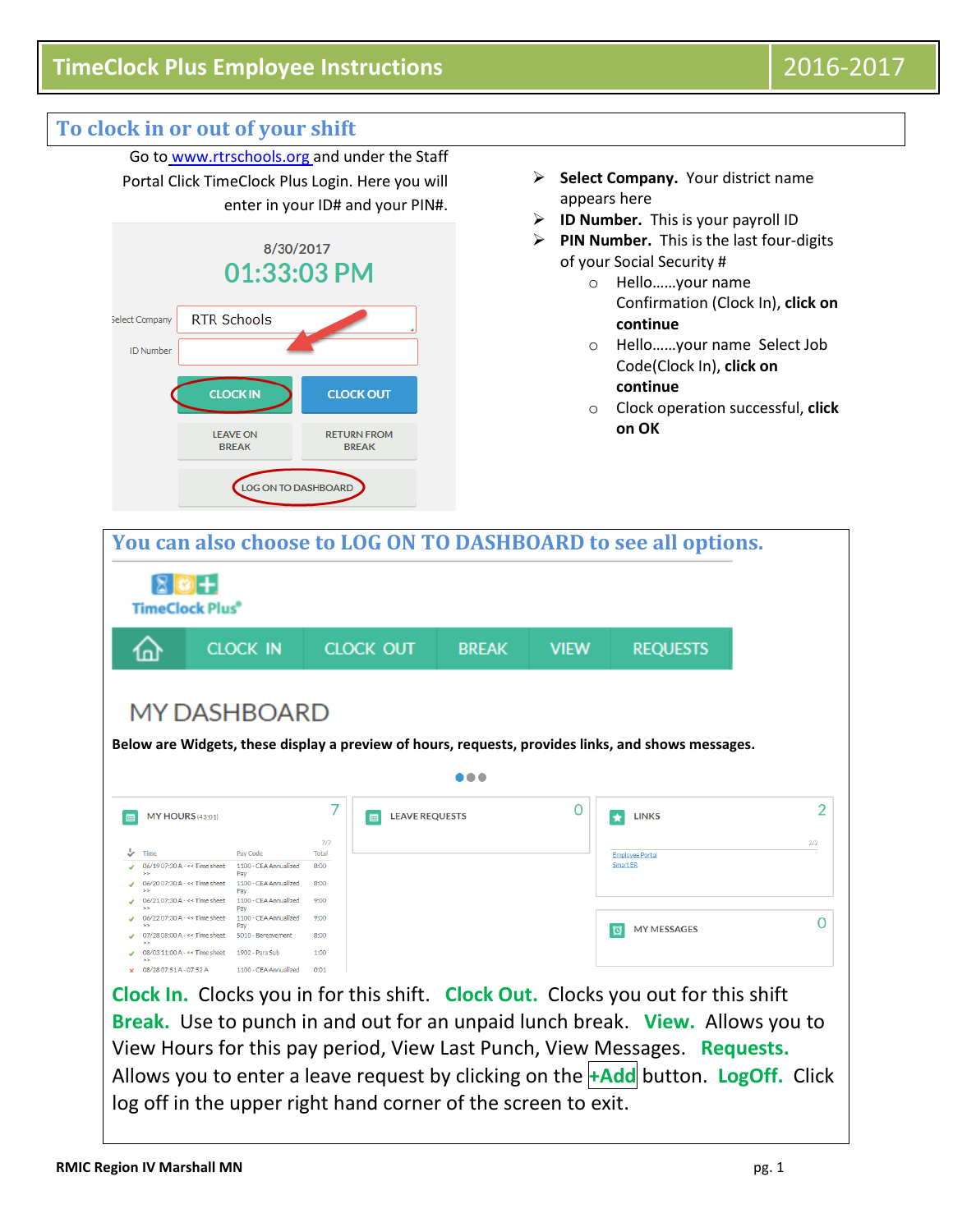# TimeClock Plus Employee Instructions 2016-2017

## To clock in or out of your shift

Go to www.rtrschools.org and under the Staff Portal Click TimeClock Plus Login. Here you will enter in your ID# and your PIN#.

- **Select Company.** Your district name appears here
- **ID Number.** This is your payroll ID
- **PIN Number.** This is the last four-digits of your Social Security #
  - Hello……your name Confirmation (Clock In), **click on continue**
  - Hello……your name Select Job Code(Clock In), **click on continue**
  - Clock operation successful, **click on OK**

## You can also choose to LOG ON TO DASHBOARD to see all options.

**Below are Widgets, these display a preview of hours, requests, provides links, and shows messages.**

**Clock In.** Clocks you in for this shift. **Clock Out.** Clocks you out for this shift **Break.** Use to punch in and out for an unpaid lunch break. **View.** Allows you to View Hours for this pay period, View Last Punch, View Messages. **Requests.** Allows you to enter a leave request by clicking on the **+Add** button. **LogOff.** Click log off in the upper right hand corner of the screen to exit.

**RMIC Region IV Marshall MN**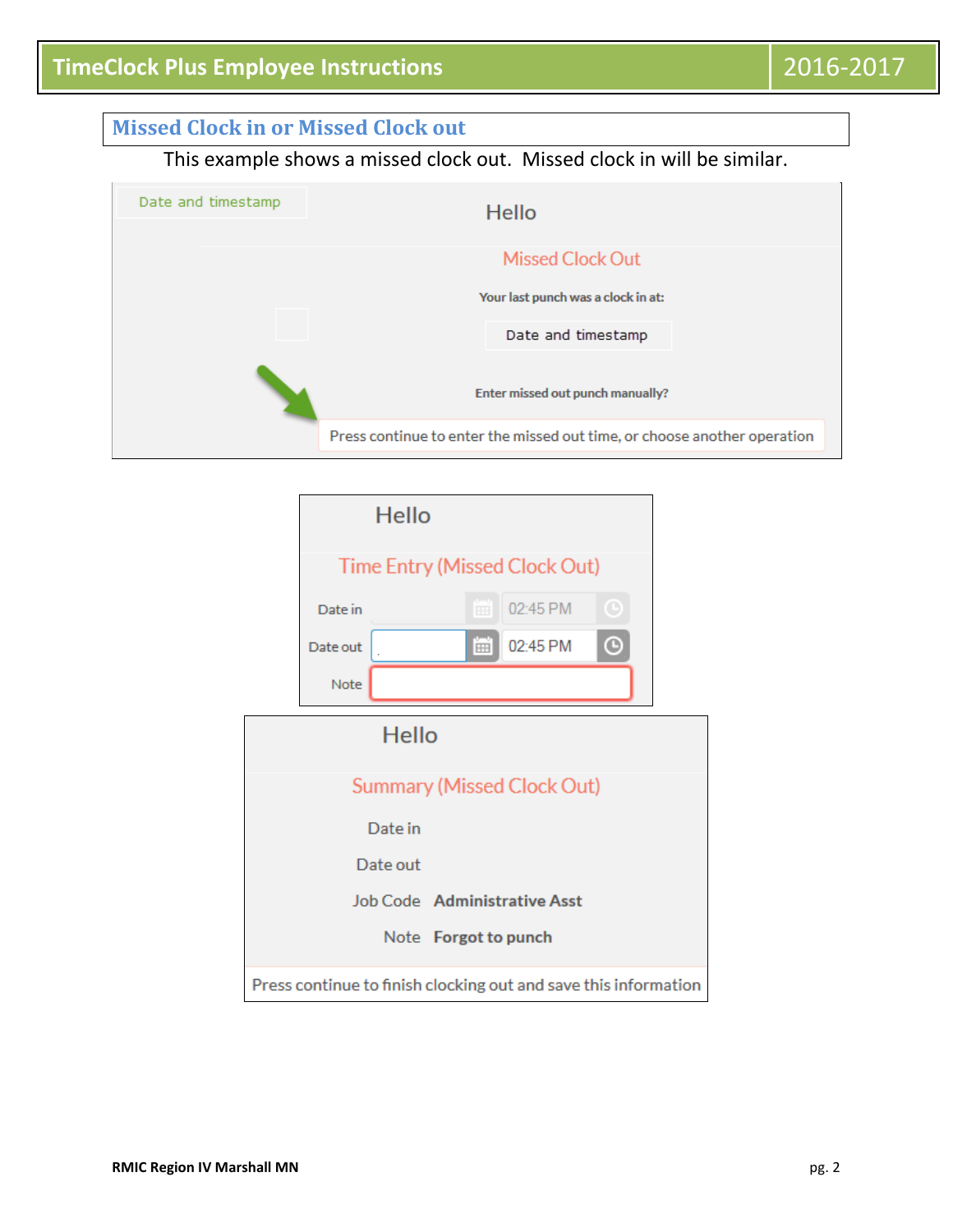## Missed Clock in or Missed Clock out

This example shows a missed clock out. Missed clock in will be similar.

Date and timestamp

Hello

Missed Clock Out

**Your last punch was a clock in at:**

Date and timestamp

**Enter missed out punch manually?**

Press continue to enter the missed out time, or choose another operation

Hello

Time Entry (Missed Clock Out)

Date in 02:45 PM

Date out 02:45 PM

Note

Hello

Summary (Missed Clock Out)

Date in

Date out

Job Code **Administrative Asst**

Note **Forgot to punch**

Press continue to finish clocking out and save this information

**RMIC Region IV Marshall MN**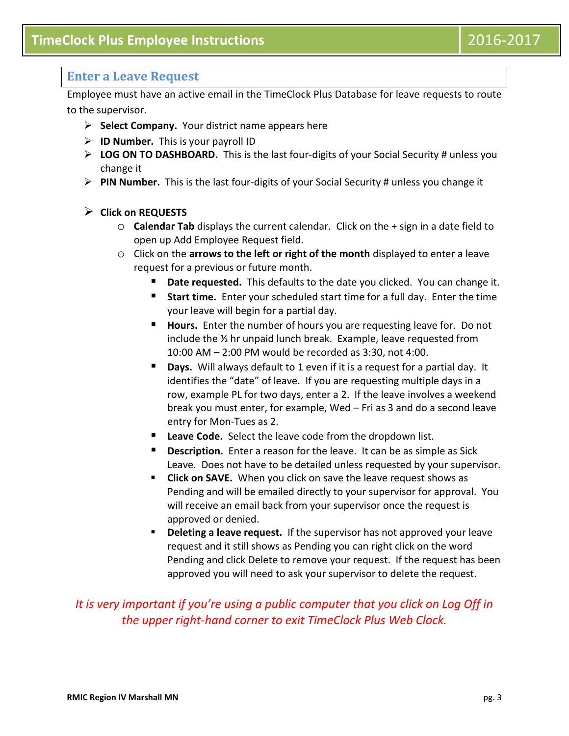## Enter a Leave Request

Employee must have an active email in the TimeClock Plus Database for leave requests to route to the supervisor.

- **Select Company.** Your district name appears here
- **ID Number.** This is your payroll ID
- **LOG ON TO DASHBOARD.** This is the last four-digits of your Social Security # unless you change it
- **PIN Number.** This is the last four-digits of your Social Security # unless you change it

- **Click on REQUESTS**
  - **Calendar Tab** displays the current calendar. Click on the + sign in a date field to open up Add Employee Request field.
  - Click on the **arrows to the left or right of the month** displayed to enter a leave request for a previous or future month.
    - **Date requested.** This defaults to the date you clicked. You can change it.
    - **Start time.** Enter your scheduled start time for a full day. Enter the time your leave will begin for a partial day.
    - **Hours.** Enter the number of hours you are requesting leave for. Do not include the ½ hr unpaid lunch break. Example, leave requested from 10:00 AM – 2:00 PM would be recorded as 3:30, not 4:00.
    - **Days.** Will always default to 1 even if it is a request for a partial day. It identifies the "date" of leave. If you are requesting multiple days in a row, example PL for two days, enter a 2. If the leave involves a weekend break you must enter, for example, Wed – Fri as 3 and do a second leave entry for Mon-Tues as 2.
    - **Leave Code.** Select the leave code from the dropdown list.
    - **Description.** Enter a reason for the leave. It can be as simple as Sick Leave. Does not have to be detailed unless requested by your supervisor.
    - **Click on SAVE.** When you click on save the leave request shows as Pending and will be emailed directly to your supervisor for approval. You will receive an email back from your supervisor once the request is approved or denied.
    - **Deleting a leave request.** If the supervisor has not approved your leave request and it still shows as Pending you can right click on the word Pending and click Delete to remove your request. If the request has been approved you will need to ask your supervisor to delete the request.

*It is very important if you're using a public computer that you click on Log Off in the upper right-hand corner to exit TimeClock Plus Web Clock.*